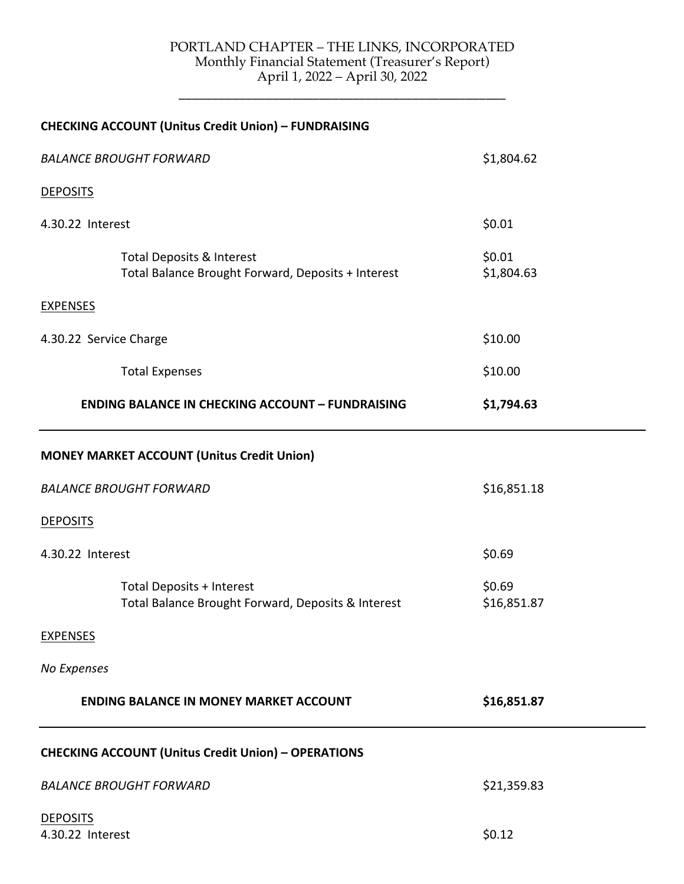# PORTLAND CHAPTER – THE LINKS, INCORPORATED
## Monthly Financial Statement (Treasurer's Report)
### April 1, 2022 – April 30, 2022

---

**CHECKING ACCOUNT (Unitus Credit Union) – FUNDRAISING**

| | |
|---|---|
| *BALANCE BROUGHT FORWARD* | $1,804.62 |
| DEPOSITS | |
| 4.30.22 Interest | $0.01 |
| Total Deposits & Interest | $0.01 |
| Total Balance Brought Forward, Deposits + Interest | $1,804.63 |
| EXPENSES | |
| 4.30.22 Service Charge | $10.00 |
| Total Expenses | $10.00 |
| **ENDING BALANCE IN CHECKING ACCOUNT – FUNDRAISING** | **$1,794.63** |

---

**MONEY MARKET ACCOUNT (Unitus Credit Union)**

| | |
|---|---|
| *BALANCE BROUGHT FORWARD* | $16,851.18 |
| DEPOSITS | |
| 4.30.22 Interest | $0.69 |
| Total Deposits + Interest | $0.69 |
| Total Balance Brought Forward, Deposits & Interest | $16,851.87 |
| EXPENSES | |
| *No Expenses* | |
| **ENDING BALANCE IN MONEY MARKET ACCOUNT** | **$16,851.87** |

---

**CHECKING ACCOUNT (Unitus Credit Union) – OPERATIONS**

| | |
|---|---|
| *BALANCE BROUGHT FORWARD* | $21,359.83 |
| DEPOSITS | |
| 4.30.22 Interest | $0.12 |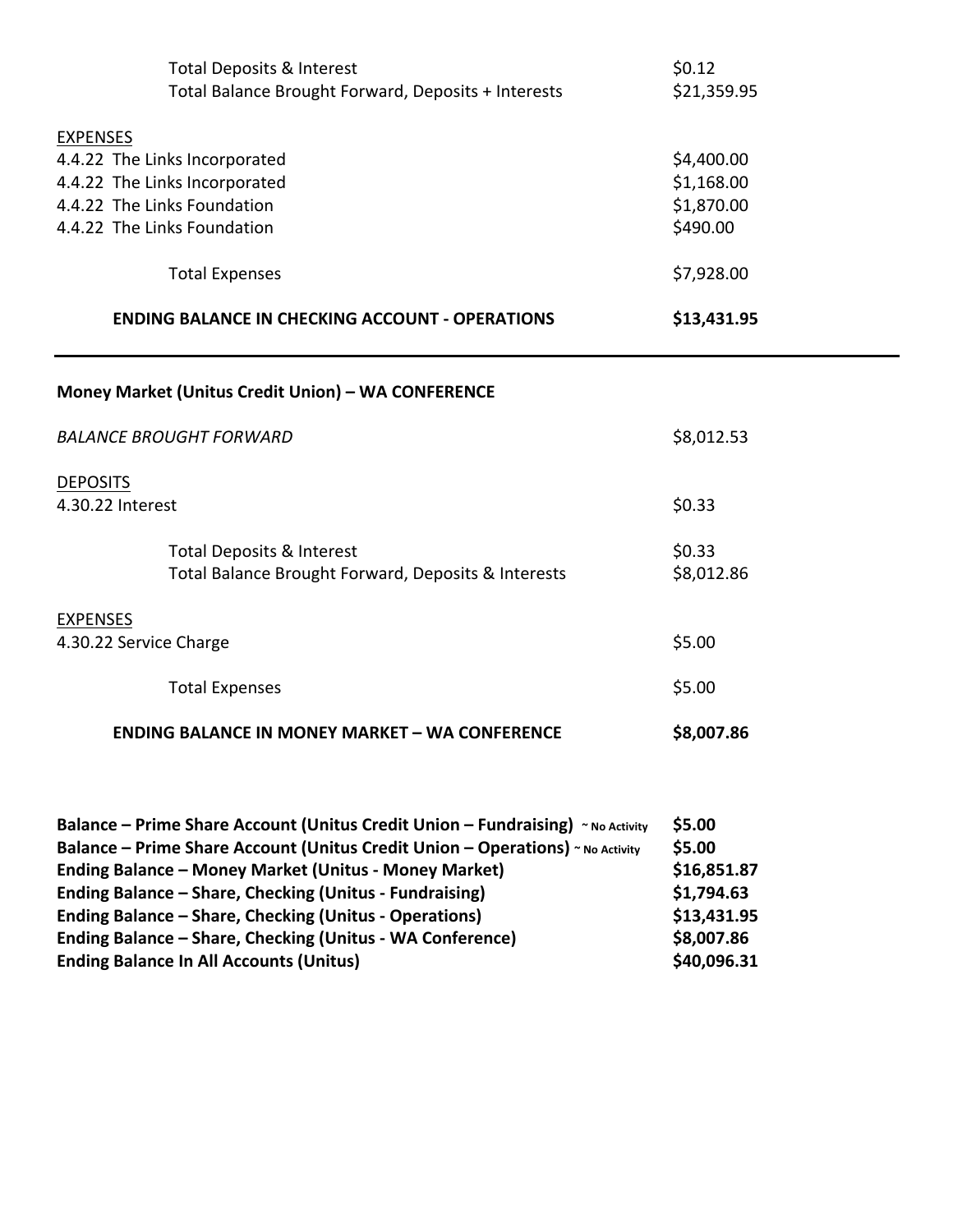| | |
|---|---|
| Total Deposits & Interest | $0.12 |
| Total Balance Brought Forward, Deposits + Interests | $21,359.95 |

<u>EXPENSES</u>

| | |
|---|---|
| 4.4.22 The Links Incorporated | $4,400.00 |
| 4.4.22 The Links Incorporated | $1,168.00 |
| 4.4.22 The Links Foundation | $1,870.00 |
| 4.4.22 The Links Foundation | $490.00 |
| Total Expenses | $7,928.00 |
| **ENDING BALANCE IN CHECKING ACCOUNT - OPERATIONS** | **$13,431.95** |

---

**Money Market (Unitus Credit Union) – WA CONFERENCE**

| | |
|---|---|
| *BALANCE BROUGHT FORWARD* | $8,012.53 |

<u>DEPOSITS</u>

| | |
|---|---|
| 4.30.22 Interest | $0.33 |
| Total Deposits & Interest | $0.33 |
| Total Balance Brought Forward, Deposits & Interests | $8,012.86 |

<u>EXPENSES</u>

| | |
|---|---|
| 4.30.22 Service Charge | $5.00 |
| Total Expenses | $5.00 |
| **ENDING BALANCE IN MONEY MARKET – WA CONFERENCE** | **$8,007.86** |

| | |
|---|---|
| **Balance – Prime Share Account (Unitus Credit Union – Fundraising)** ~ No Activity | **$5.00** |
| **Balance – Prime Share Account (Unitus Credit Union – Operations)** ~ No Activity | **$5.00** |
| **Ending Balance – Money Market (Unitus - Money Market)** | **$16,851.87** |
| **Ending Balance – Share, Checking (Unitus - Fundraising)** | **$1,794.63** |
| **Ending Balance – Share, Checking (Unitus - Operations)** | **$13,431.95** |
| **Ending Balance – Share, Checking (Unitus - WA Conference)** | **$8,007.86** |
| **Ending Balance In All Accounts (Unitus)** | **$40,096.31** |